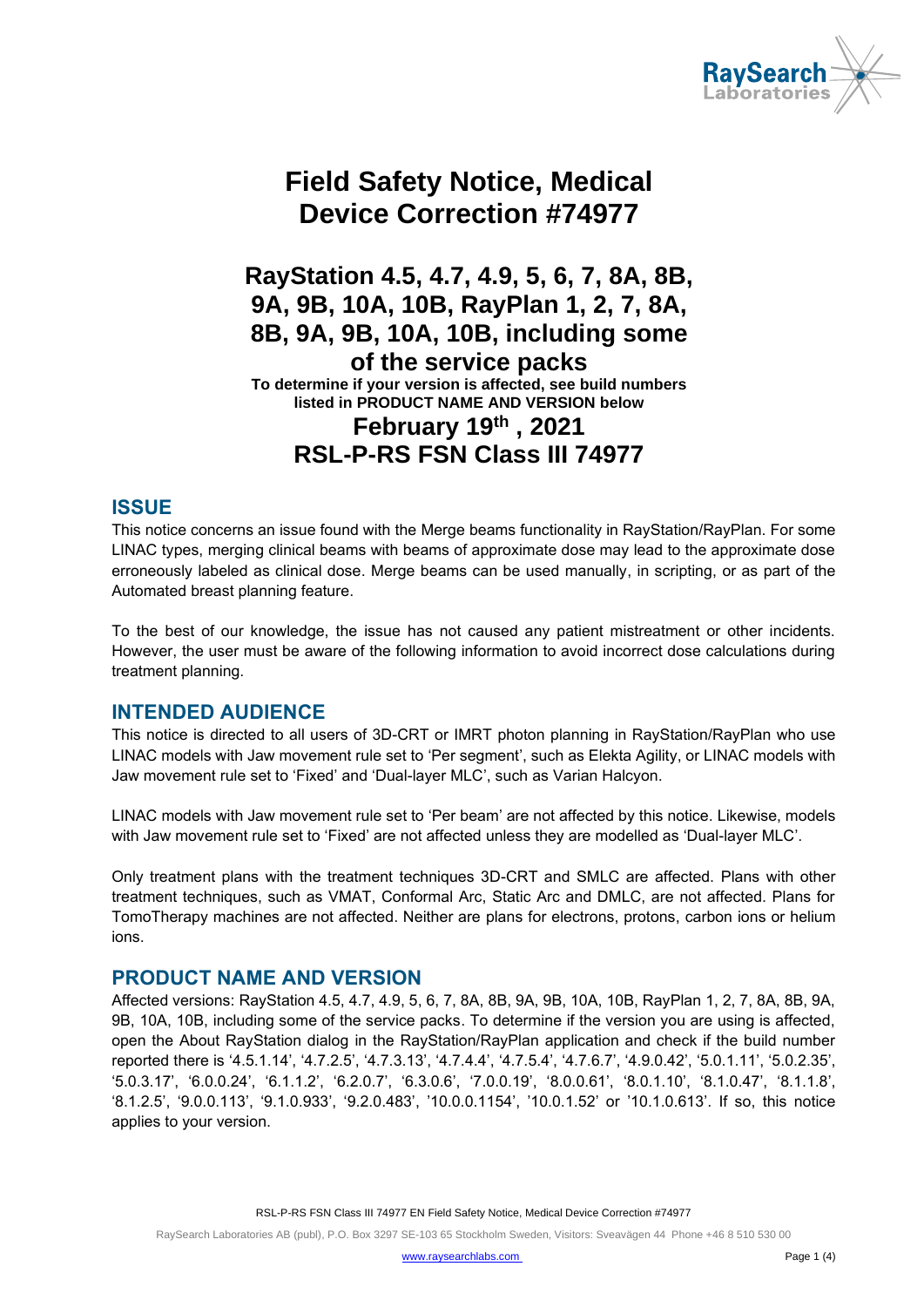# Field Safety Notice, Medical Device Correction #74977

## RayStation 4.5, 4.7, 4.9, 5, 6, 7, 8A, 8B, 9A, 9B, 10A, 10B, RayPlan 1, 2, 7, 8A, 8B, 9A, 9B, 10A, 10B, including some of the service packs

**To determine if your version is affected, see build numbers listed in PRODUCT NAME AND VERSION below**

## February 19th , 2021

## RSL-P-RS FSN Class III 74977

## ISSUE

This notice concerns an issue found with the Merge beams functionality in RayStation/RayPlan. For some LINAC types, merging clinical beams with beams of approximate dose may lead to the approximate dose erroneously labeled as clinical dose. Merge beams can be used manually, in scripting, or as part of the Automated breast planning feature.

To the best of our knowledge, the issue has not caused any patient mistreatment or other incidents. However, the user must be aware of the following information to avoid incorrect dose calculations during treatment planning.

## INTENDED AUDIENCE

This notice is directed to all users of 3D-CRT or IMRT photon planning in RayStation/RayPlan who use LINAC models with Jaw movement rule set to 'Per segment', such as Elekta Agility, or LINAC models with Jaw movement rule set to 'Fixed' and 'Dual-layer MLC', such as Varian Halcyon.

LINAC models with Jaw movement rule set to 'Per beam' are not affected by this notice. Likewise, models with Jaw movement rule set to 'Fixed' are not affected unless they are modelled as 'Dual-layer MLC'.

Only treatment plans with the treatment techniques 3D-CRT and SMLC are affected. Plans with other treatment techniques, such as VMAT, Conformal Arc, Static Arc and DMLC, are not affected. Plans for TomoTherapy machines are not affected. Neither are plans for electrons, protons, carbon ions or helium ions.

## PRODUCT NAME AND VERSION

Affected versions: RayStation 4.5, 4.7, 4.9, 5, 6, 7, 8A, 8B, 9A, 9B, 10A, 10B, RayPlan 1, 2, 7, 8A, 8B, 9A, 9B, 10A, 10B, including some of the service packs. To determine if the version you are using is affected, open the About RayStation dialog in the RayStation/RayPlan application and check if the build number reported there is '4.5.1.14', '4.7.2.5', '4.7.3.13', '4.7.4.4', '4.7.5.4', '4.7.6.7', '4.9.0.42', '5.0.1.11', '5.0.2.35', '5.0.3.17', '6.0.0.24', '6.1.1.2', '6.2.0.7', '6.3.0.6', '7.0.0.19', '8.0.0.61', '8.0.1.10', '8.1.0.47', '8.1.1.8', '8.1.2.5', '9.0.0.113', '9.1.0.933', '9.2.0.483', '10.0.0.1154', '10.0.1.52' or '10.1.0.613'. If so, this notice applies to your version.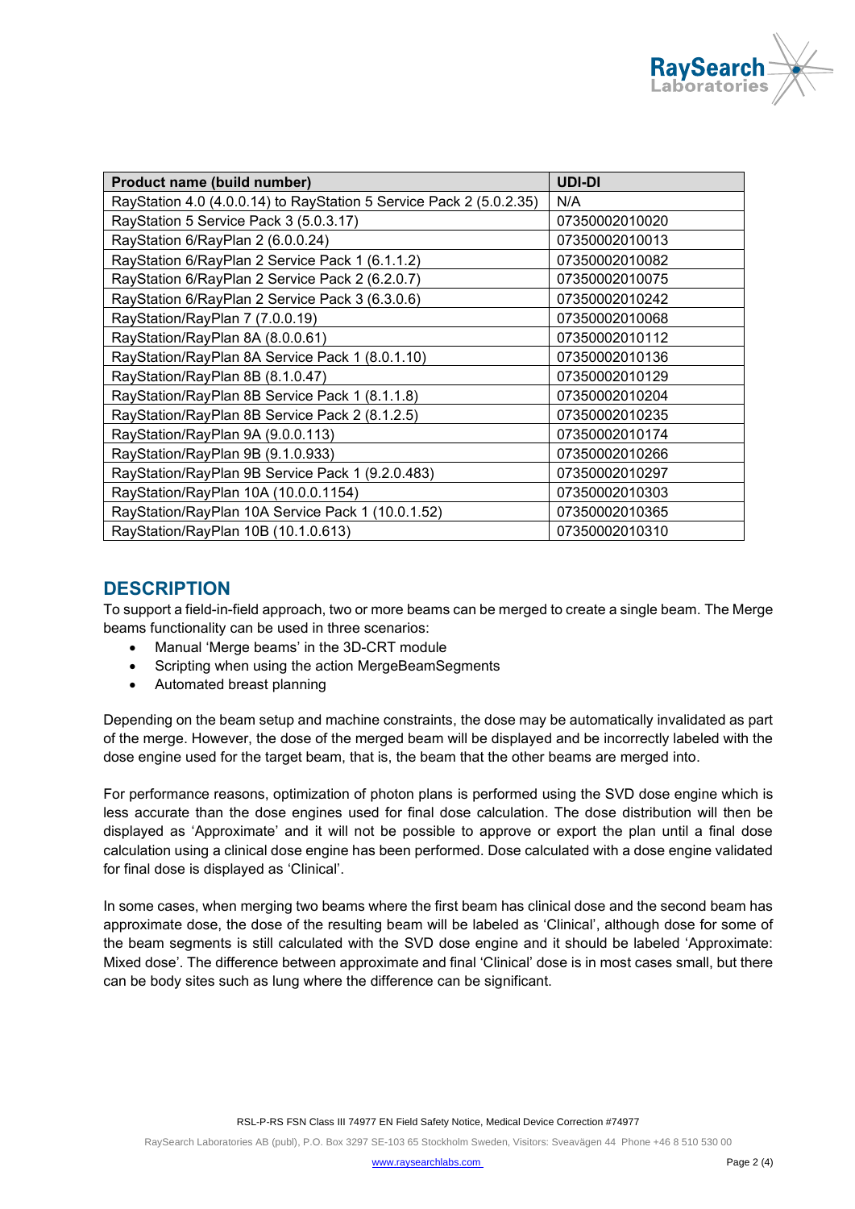| Product name (build number) | UDI-DI |
|---|---|
| RayStation 4.0 (4.0.0.14) to RayStation 5 Service Pack 2 (5.0.2.35) | N/A |
| RayStation 5 Service Pack 3 (5.0.3.17) | 07350002010020 |
| RayStation 6/RayPlan 2 (6.0.0.24) | 07350002010013 |
| RayStation 6/RayPlan 2 Service Pack 1 (6.1.1.2) | 07350002010082 |
| RayStation 6/RayPlan 2 Service Pack 2 (6.2.0.7) | 07350002010075 |
| RayStation 6/RayPlan 2 Service Pack 3 (6.3.0.6) | 07350002010242 |
| RayStation/RayPlan 7 (7.0.0.19) | 07350002010068 |
| RayStation/RayPlan 8A (8.0.0.61) | 07350002010112 |
| RayStation/RayPlan 8A Service Pack 1 (8.0.1.10) | 07350002010136 |
| RayStation/RayPlan 8B (8.1.0.47) | 07350002010129 |
| RayStation/RayPlan 8B Service Pack 1 (8.1.1.8) | 07350002010204 |
| RayStation/RayPlan 8B Service Pack 2 (8.1.2.5) | 07350002010235 |
| RayStation/RayPlan 9A (9.0.0.113) | 07350002010174 |
| RayStation/RayPlan 9B (9.1.0.933) | 07350002010266 |
| RayStation/RayPlan 9B Service Pack 1 (9.2.0.483) | 07350002010297 |
| RayStation/RayPlan 10A (10.0.0.1154) | 07350002010303 |
| RayStation/RayPlan 10A Service Pack 1 (10.0.1.52) | 07350002010365 |
| RayStation/RayPlan 10B (10.1.0.613) | 07350002010310 |

## DESCRIPTION

To support a field-in-field approach, two or more beams can be merged to create a single beam. The Merge beams functionality can be used in three scenarios:

- Manual 'Merge beams' in the 3D-CRT module
- Scripting when using the action MergeBeamSegments
- Automated breast planning

Depending on the beam setup and machine constraints, the dose may be automatically invalidated as part of the merge. However, the dose of the merged beam will be displayed and be incorrectly labeled with the dose engine used for the target beam, that is, the beam that the other beams are merged into.

For performance reasons, optimization of photon plans is performed using the SVD dose engine which is less accurate than the dose engines used for final dose calculation. The dose distribution will then be displayed as 'Approximate' and it will not be possible to approve or export the plan until a final dose calculation using a clinical dose engine has been performed. Dose calculated with a dose engine validated for final dose is displayed as 'Clinical'.

In some cases, when merging two beams where the first beam has clinical dose and the second beam has approximate dose, the dose of the resulting beam will be labeled as 'Clinical', although dose for some of the beam segments is still calculated with the SVD dose engine and it should be labeled 'Approximate: Mixed dose'. The difference between approximate and final 'Clinical' dose is in most cases small, but there can be body sites such as lung where the difference can be significant.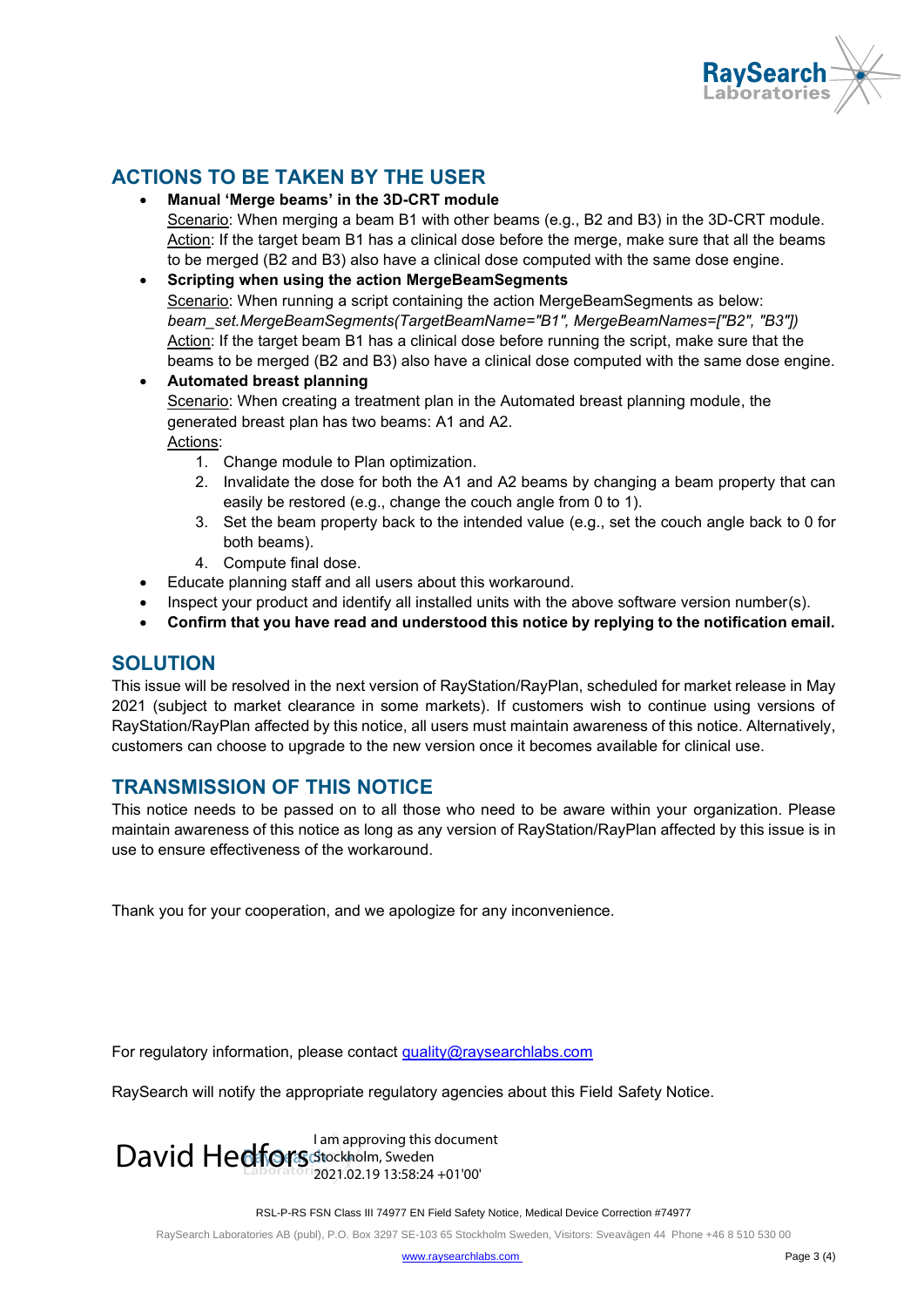## ACTIONS TO BE TAKEN BY THE USER

- **Manual 'Merge beams' in the 3D-CRT module**
  Scenario: When merging a beam B1 with other beams (e.g., B2 and B3) in the 3D-CRT module.
  Action: If the target beam B1 has a clinical dose before the merge, make sure that all the beams to be merged (B2 and B3) also have a clinical dose computed with the same dose engine.
- **Scripting when using the action MergeBeamSegments**
  Scenario: When running a script containing the action MergeBeamSegments as below:
  *beam_set.MergeBeamSegments(TargetBeamName="B1", MergeBeamNames=["B2", "B3"])*
  Action: If the target beam B1 has a clinical dose before running the script, make sure that the beams to be merged (B2 and B3) also have a clinical dose computed with the same dose engine.
- **Automated breast planning**
  Scenario: When creating a treatment plan in the Automated breast planning module, the generated breast plan has two beams: A1 and A2.
  Actions:
  1. Change module to Plan optimization.
  2. Invalidate the dose for both the A1 and A2 beams by changing a beam property that can easily be restored (e.g., change the couch angle from 0 to 1).
  3. Set the beam property back to the intended value (e.g., set the couch angle back to 0 for both beams).
  4. Compute final dose.
- Educate planning staff and all users about this workaround.
- Inspect your product and identify all installed units with the above software version number(s).
- **Confirm that you have read and understood this notice by replying to the notification email.**

## SOLUTION

This issue will be resolved in the next version of RayStation/RayPlan, scheduled for market release in May 2021 (subject to market clearance in some markets). If customers wish to continue using versions of RayStation/RayPlan affected by this notice, all users must maintain awareness of this notice. Alternatively, customers can choose to upgrade to the new version once it becomes available for clinical use.

## TRANSMISSION OF THIS NOTICE

This notice needs to be passed on to all those who need to be aware within your organization. Please maintain awareness of this notice as long as any version of RayStation/RayPlan affected by this issue is in use to ensure effectiveness of the workaround.

Thank you for your cooperation, and we apologize for any inconvenience.

For regulatory information, please contact quality@raysearchlabs.com

RaySearch will notify the appropriate regulatory agencies about this Field Safety Notice.

David Hedfors
I am approving this document
Stockholm, Sweden
2021.02.19 13:58:24 +01'00'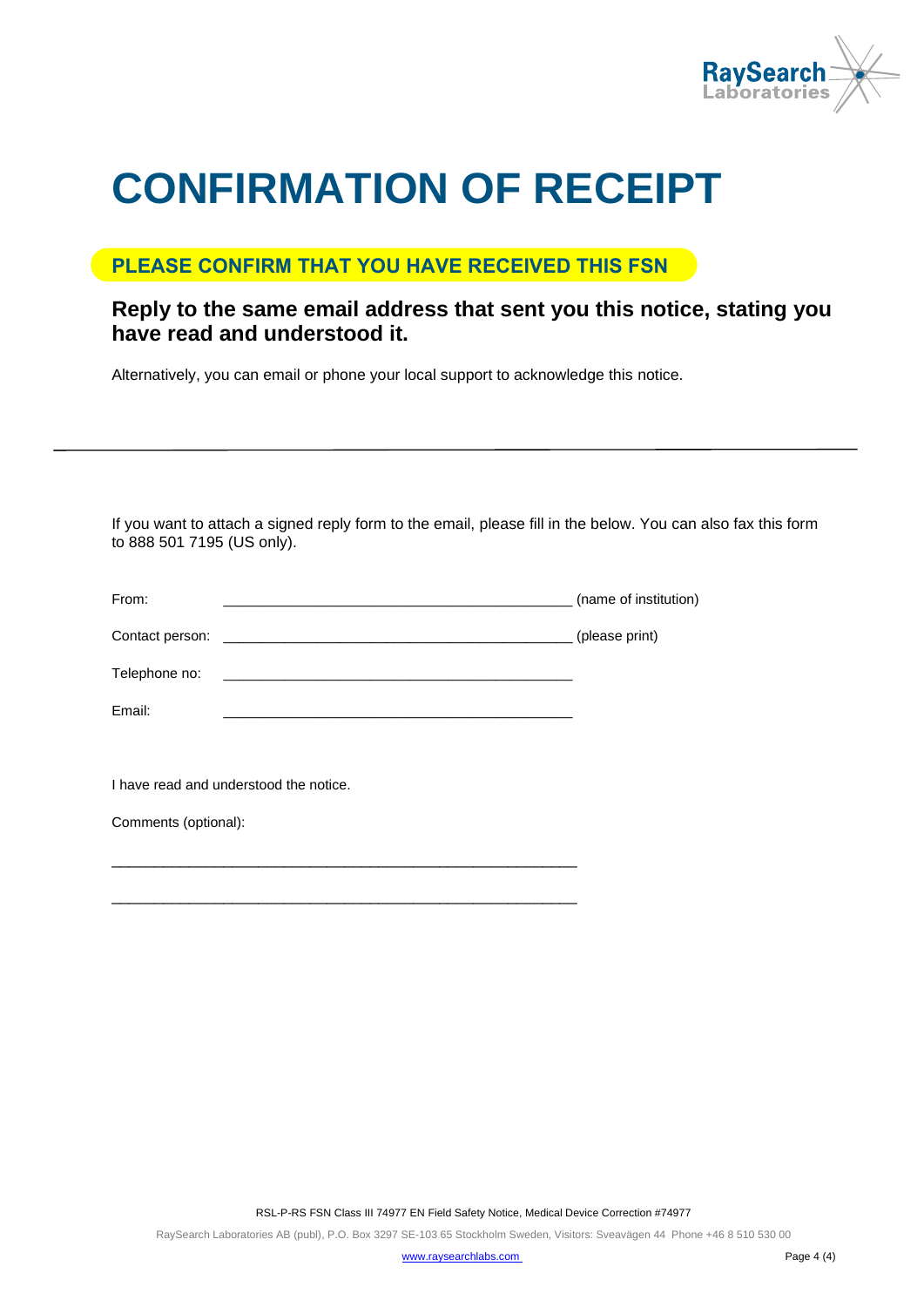# CONFIRMATION OF RECEIPT

## PLEASE CONFIRM THAT YOU HAVE RECEIVED THIS FSN

**Reply to the same email address that sent you this notice, stating you have read and understood it.**

Alternatively, you can email or phone your local support to acknowledge this notice.

---

If you want to attach a signed reply form to the email, please fill in the below. You can also fax this form to 888 501 7195 (US only).

From: _____________________________________________ (name of institution)

Contact person: _____________________________________________ (please print)

Telephone no: _____________________________________________

Email: _____________________________________________

I have read and understood the notice.

Comments (optional):

____________________________________________________________

____________________________________________________________

RSL-P-RS FSN Class III 74977 EN Field Safety Notice, Medical Device Correction #74977

RaySearch Laboratories AB (publ), P.O. Box 3297 SE-103 65 Stockholm Sweden, Visitors: Sveavägen 44 Phone +46 8 510 530 00

www.raysearchlabs.com